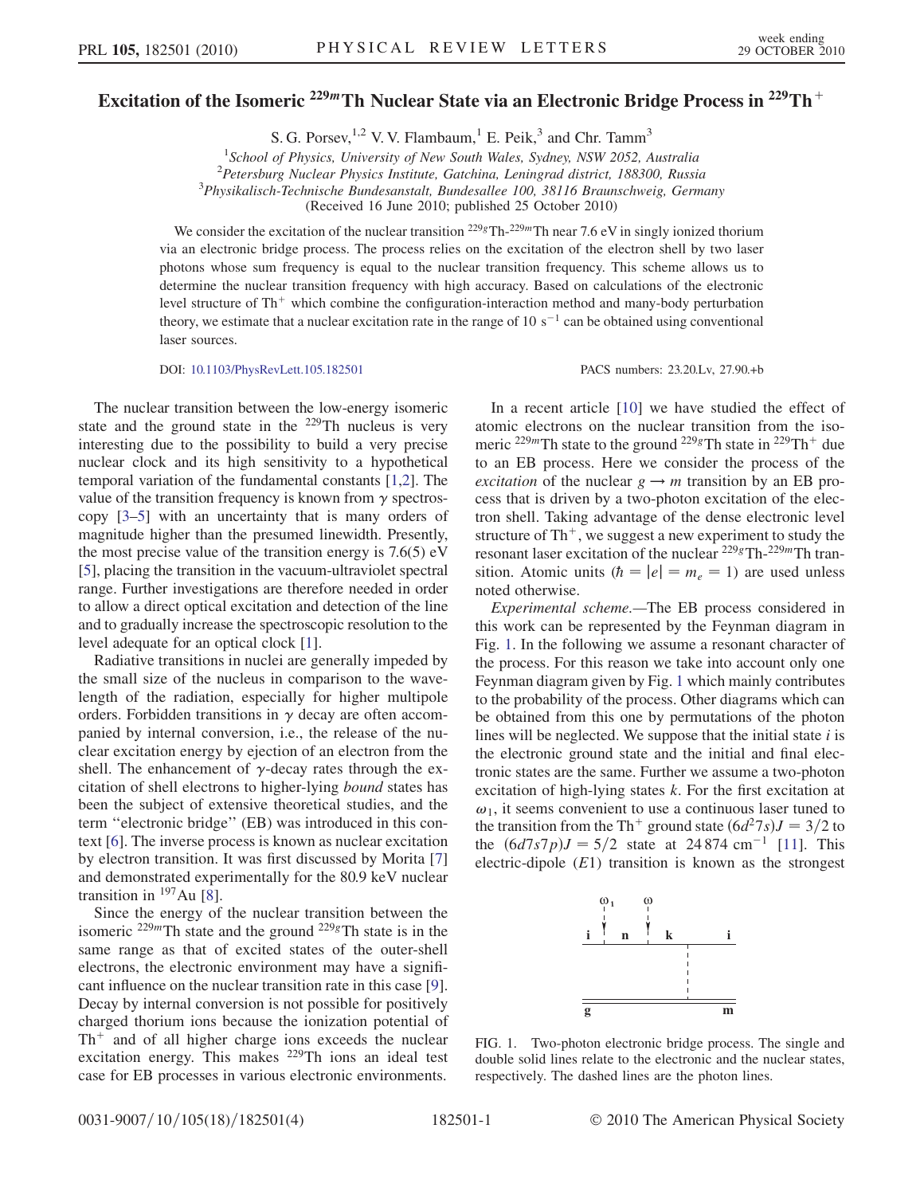# Excitation of the Isomeric $^{229m}$Th Nuclear State via an Electronic Bridge Process in $^{229}$Th$^+$

S. G. Porsev,[1,2] V. V. Flambaum,[1] E. Peik,[3] and Chr. Tamm[3]

[1]*School of Physics, University of New South Wales, Sydney, NSW 2052, Australia*
[2]*Petersburg Nuclear Physics Institute, Gatchina, Leningrad district, 188300, Russia*
[3]*Physikalisch-Technische Bundesanstalt, Bundesallee 100, 38116 Braunschweig, Germany*
(Received 16 June 2010; published 25 October 2010)

We consider the excitation of the nuclear transition $^{229g}$Th-$^{229m}$Th near 7.6 eV in singly ionized thorium via an electronic bridge process. The process relies on the excitation of the electron shell by two laser photons whose sum frequency is equal to the nuclear transition frequency. This scheme allows us to determine the nuclear transition frequency with high accuracy. Based on calculations of the electronic level structure of Th$^+$ which combine the configuration-interaction method and many-body perturbation theory, we estimate that a nuclear excitation rate in the range of 10 s$^{-1}$ can be obtained using conventional laser sources.

DOI: 10.1103/PhysRevLett.105.182501 PACS numbers: 23.20.Lv, 27.90.+b

The nuclear transition between the low-energy isomeric state and the ground state in the $^{229}$Th nucleus is very interesting due to the possibility to build a very precise nuclear clock and its high sensitivity to a hypothetical temporal variation of the fundamental constants [1,2]. The value of the transition frequency is known from $\gamma$ spectroscopy [3–5] with an uncertainty that is many orders of magnitude higher than the presumed linewidth. Presently, the most precise value of the transition energy is 7.6(5) eV [5], placing the transition in the vacuum-ultraviolet spectral range. Further investigations are therefore needed in order to allow a direct optical excitation and detection of the line and to gradually increase the spectroscopic resolution to the level adequate for an optical clock [1].

Radiative transitions in nuclei are generally impeded by the small size of the nucleus in comparison to the wavelength of the radiation, especially for higher multipole orders. Forbidden transitions in $\gamma$ decay are often accompanied by internal conversion, i.e., the release of the nuclear excitation energy by ejection of an electron from the shell. The enhancement of $\gamma$-decay rates through the excitation of shell electrons to higher-lying *bound* states has been the subject of extensive theoretical studies, and the term "electronic bridge" (EB) was introduced in this context [6]. The inverse process is known as nuclear excitation by electron transition. It was first discussed by Morita [7] and demonstrated experimentally for the 80.9 keV nuclear transition in $^{197}$Au [8].

Since the energy of the nuclear transition between the isomeric $^{229m}$Th state and the ground $^{229g}$Th state is in the same range as that of excited states of the outer-shell electrons, the electronic environment may have a significant influence on the nuclear transition rate in this case [9]. Decay by internal conversion is not possible for positively charged thorium ions because the ionization potential of Th$^+$ and of all higher charge ions exceeds the nuclear excitation energy. This makes $^{229}$Th ions an ideal test case for EB processes in various electronic environments.

In a recent article [10] we have studied the effect of atomic electrons on the nuclear transition from the isomeric $^{229m}$Th state to the ground $^{229g}$Th state in $^{229}$Th$^+$ due to an EB process. Here we consider the process of the *excitation* of the nuclear $g \to m$ transition by an EB process that is driven by a two-photon excitation of the electron shell. Taking advantage of the dense electronic level structure of Th$^+$, we suggest a new experiment to study the resonant laser excitation of the nuclear $^{229g}$Th-$^{229m}$Th transition. Atomic units ($\hbar = |e| = m_e = 1$) are used unless noted otherwise.

*Experimental scheme.*—The EB process considered in this work can be represented by the Feynman diagram in Fig. 1. In the following we assume a resonant character of the process. For this reason we take into account only one Feynman diagram given by Fig. 1 which mainly contributes to the probability of the process. Other diagrams which can be obtained from this one by permutations of the photon lines will be neglected. We suppose that the initial state $i$ is the electronic ground state and the initial and final electronic states are the same. Further we assume a two-photon excitation of high-lying states $k$. For the first excitation at $\omega_1$, it seems convenient to use a continuous laser tuned to the transition from the Th$^+$ ground state $(6d^2 7s)J = 3/2$ to the $(6d7s7p)J = 5/2$ state at 24 874 cm$^{-1}$ [11]. This electric-dipole ($E1$) transition is known as the strongest

FIG. 1. Two-photon electronic bridge process. The single and double solid lines relate to the electronic and the nuclear states, respectively. The dashed lines are the photon lines.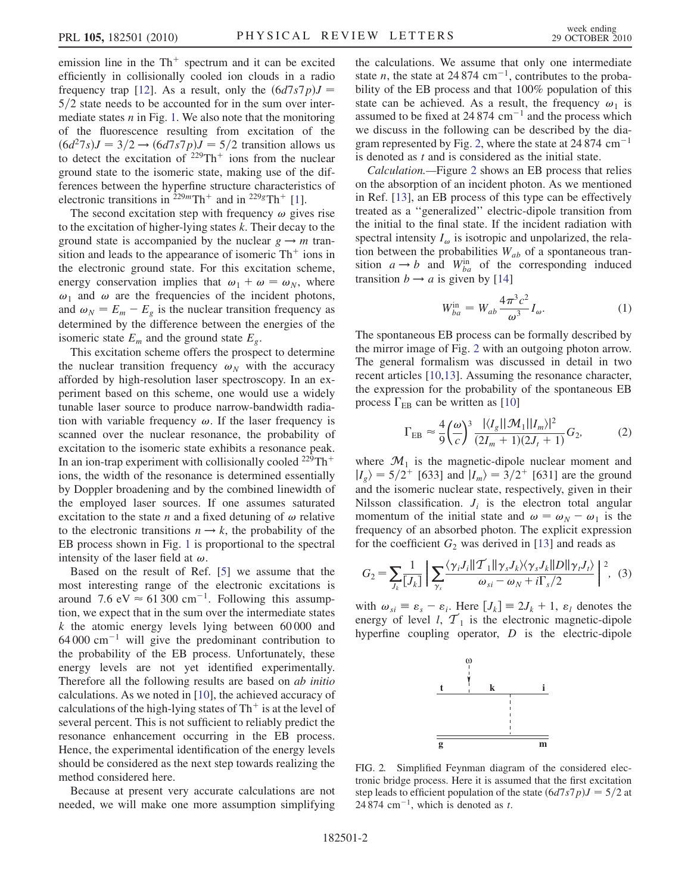emission line in the $Th^+$ spectrum and it can be excited efficiently in collisionally cooled ion clouds in a radio frequency trap [12]. As a result, only the $(6d7s7p)J = 5/2$ state needs to be accounted for in the sum over intermediate states $n$ in Fig. 1. We also note that the monitoring of the fluorescence resulting from excitation of the $(6d^2 7s)J = 3/2 \rightarrow (6d7s7p)J = 5/2$ transition allows us to detect the excitation of $^{229}Th^+$ ions from the nuclear ground state to the isomeric state, making use of the differences between the hyperfine structure characteristics of electronic transitions in $^{229m}Th^+$ and in $^{229g}Th^+$ [1].

The second excitation step with frequency $\omega$ gives rise to the excitation of higher-lying states $k$. Their decay to the ground state is accompanied by the nuclear $g \rightarrow m$ transition and leads to the appearance of isomeric $Th^+$ ions in the electronic ground state. For this excitation scheme, energy conservation implies that $\omega_1 + \omega = \omega_N$, where $\omega_1$ and $\omega$ are the frequencies of the incident photons, and $\omega_N = E_m - E_g$ is the nuclear transition frequency as determined by the difference between the energies of the isomeric state $E_m$ and the ground state $E_g$.

This excitation scheme offers the prospect to determine the nuclear transition frequency $\omega_N$ with the accuracy afforded by high-resolution laser spectroscopy. In an experiment based on this scheme, one would use a widely tunable laser source to produce narrow-bandwidth radiation with variable frequency $\omega$. If the laser frequency is scanned over the nuclear resonance, the probability of excitation to the isomeric state exhibits a resonance peak. In an ion-trap experiment with collisionally cooled $^{229}Th^+$ ions, the width of the resonance is determined essentially by Doppler broadening and by the combined linewidth of the employed laser sources. If one assumes saturated excitation to the state $n$ and a fixed detuning of $\omega$ relative to the electronic transitions $n \rightarrow k$, the probability of the EB process shown in Fig. 1 is proportional to the spectral intensity of the laser field at $\omega$.

Based on the result of Ref. [5] we assume that the most interesting range of the electronic excitations is around $7.6 \text{ eV} \approx 61\,300 \text{ cm}^{-1}$. Following this assumption, we expect that in the sum over the intermediate states $k$ the atomic energy levels lying between 60 000 and $64\,000 \text{ cm}^{-1}$ will give the predominant contribution to the probability of the EB process. Unfortunately, these energy levels are not yet identified experimentally. Therefore all the following results are based on *ab initio* calculations. As we noted in [10], the achieved accuracy of calculations of the high-lying states of $Th^+$ is at the level of several percent. This is not sufficient to reliably predict the resonance enhancement occurring in the EB process. Hence, the experimental identification of the energy levels should be considered as the next step towards realizing the method considered here.

Because at present very accurate calculations are not needed, we will make one more assumption simplifying the calculations. We assume that only one intermediate state $n$, the state at $24\,874 \text{ cm}^{-1}$, contributes to the probability of the EB process and that 100% population of this state can be achieved. As a result, the frequency $\omega_1$ is assumed to be fixed at $24\,874 \text{ cm}^{-1}$ and the process which we discuss in the following can be described by the diagram represented by Fig. 2, where the state at $24\,874 \text{ cm}^{-1}$ is denoted as $t$ and is considered as the initial state.

*Calculation.*—Figure 2 shows an EB process that relies on the absorption of an incident photon. As we mentioned in Ref. [13], an EB process of this type can be effectively treated as a "generalized" electric-dipole transition from the initial to the final state. If the incident radiation with spectral intensity $I_\omega$ is isotropic and unpolarized, the relation between the probabilities $W_{ab}$ of a spontaneous transition $a \rightarrow b$ and $W_{ba}^{\text{in}}$ of the corresponding induced transition $b \rightarrow a$ is given by [14]

$$W_{ba}^{\text{in}} = W_{ab} \frac{4\pi^3 c^2}{\omega^3} I_\omega. \tag{1}$$

The spontaneous EB process can be formally described by the mirror image of Fig. 2 with an outgoing photon arrow. The general formalism was discussed in detail in two recent articles [10,13]. Assuming the resonance character, the expression for the probability of the spontaneous EB process $\Gamma_{\text{EB}}$ can be written as [10]

$$\Gamma_{\text{EB}} \approx \frac{4}{9}\left(\frac{\omega}{c}\right)^3 \frac{|\langle I_g || \mathcal{M}_1 || I_m \rangle|^2}{(2I_m + 1)(2J_t + 1)} G_2, \tag{2}$$

where $\mathcal{M}_1$ is the magnetic-dipole nuclear moment and $|I_g\rangle = 5/2^+$ [633] and $|I_m\rangle = 3/2^+$ [631] are the ground and the isomeric nuclear state, respectively, given in their Nilsson classification. $J_i$ is the electron total angular momentum of the initial state and $\omega = \omega_N - \omega_1$ is the frequency of an absorbed photon. The explicit expression for the coefficient $G_2$ was derived in [13] and reads as

$$G_2 = \sum_{J_k} \frac{1}{[J_k]} \left| \sum_{\gamma_s} \frac{\langle \gamma_i J_i || \mathcal{T}_1 || \gamma_s J_k \rangle \langle \gamma_s J_k || D || \gamma_t J_t \rangle}{\omega_{si} - \omega_N + i\Gamma_s/2} \right|^2, \tag{3}$$

with $\omega_{si} \equiv \varepsilon_s - \varepsilon_i$. Here $[J_k] \equiv 2J_k + 1$, $\varepsilon_l$ denotes the energy of level $l$, $\mathcal{T}_1$ is the electronic magnetic-dipole hyperfine coupling operator, $D$ is the electric-dipole

FIG. 2. Simplified Feynman diagram of the considered electronic bridge process. Here it is assumed that the first excitation step leads to efficient population of the state $(6d7s7p)J = 5/2$ at $24\,874 \text{ cm}^{-1}$, which is denoted as $t$.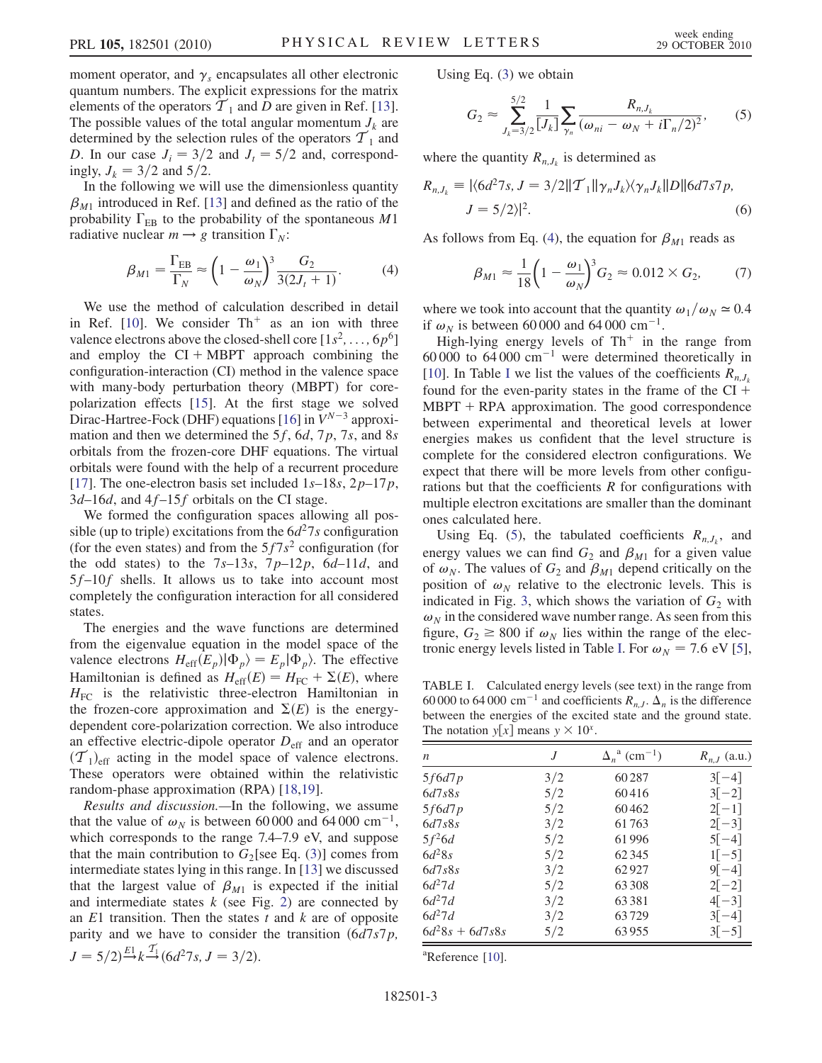moment operator, and $\gamma_s$ encapsulates all other electronic quantum numbers. The explicit expressions for the matrix elements of the operators $\mathcal{T}_1$ and $D$ are given in Ref. [13]. The possible values of the total angular momentum $J_k$ are determined by the selection rules of the operators $\mathcal{T}_1$ and $D$. In our case $J_i = 3/2$ and $J_t = 5/2$ and, correspondingly, $J_k = 3/2$ and $5/2$.

In the following we will use the dimensionless quantity $\beta_{M1}$ introduced in Ref. [13] and defined as the ratio of the probability $\Gamma_{\rm EB}$ to the probability of the spontaneous $M1$ radiative nuclear $m \rightarrow g$ transition $\Gamma_N$:

$$\beta_{M1} = \frac{\Gamma_{\rm EB}}{\Gamma_N} \approx \left(1 - \frac{\omega_1}{\omega_N}\right)^3 \frac{G_2}{3(2J_t + 1)}. \tag{4}$$

We use the method of calculation described in detail in Ref. [10]. We consider Th$^+$ as an ion with three valence electrons above the closed-shell core $[1s^2, \ldots, 6p^6]$ and employ the CI + MBPT approach combining the configuration-interaction (CI) method in the valence space with many-body perturbation theory (MBPT) for core-polarization effects [15]. At the first stage we solved Dirac-Hartree-Fock (DHF) equations [16] in $V^{N-3}$ approximation and then we determined the $5f$, $6d$, $7p$, $7s$, and $8s$ orbitals from the frozen-core DHF equations. The virtual orbitals were found with the help of a recurrent procedure [17]. The one-electron basis set included $1s$–$18s$, $2p$–$17p$, $3d$–$16d$, and $4f$–$15f$ orbitals on the CI stage.

We formed the configuration spaces allowing all possible (up to triple) excitations from the $6d^27s$ configuration (for the even states) and from the $5f7s^2$ configuration (for the odd states) to the $7s$–$13s$, $7p$–$12p$, $6d$–$11d$, and $5f$–$10f$ shells. It allows us to take into account most completely the configuration interaction for all considered states.

The energies and the wave functions are determined from the eigenvalue equation in the model space of the valence electrons $H_{\rm eff}(E_p)|\Phi_p\rangle = E_p|\Phi_p\rangle$. The effective Hamiltonian is defined as $H_{\rm eff}(E) = H_{\rm FC} + \Sigma(E)$, where $H_{\rm FC}$ is the relativistic three-electron Hamiltonian in the frozen-core approximation and $\Sigma(E)$ is the energy-dependent core-polarization correction. We also introduce an effective electric-dipole operator $D_{\rm eff}$ and an operator $(\mathcal{T}_1)_{\rm eff}$ acting in the model space of valence electrons. These operators were obtained within the relativistic random-phase approximation (RPA) [18,19].

*Results and discussion.*—In the following, we assume that the value of $\omega_N$ is between 60 000 and 64 000 cm$^{-1}$, which corresponds to the range 7.4–7.9 eV, and suppose that the main contribution to $G_2$[see Eq. (3)] comes from intermediate states lying in this range. In [13] we discussed that the largest value of $\beta_{M1}$ is expected if the initial and intermediate states $k$ (see Fig. 2) are connected by an $E1$ transition. Then the states $t$ and $k$ are of opposite parity and we have to consider the transition ($6d7s7p$, $J = 5/2) \xrightarrow{E1} k \xrightarrow{\mathcal{T}_1} (6d^27s, J = 3/2)$.

Using Eq. (3) we obtain

$$G_2 \approx \sum_{J_k=3/2}^{5/2} \frac{1}{[J_k]} \sum_{\gamma_n} \frac{R_{n,J_k}}{(\omega_{ni} - \omega_N + i\Gamma_n/2)^2}, \tag{5}$$

where the quantity $R_{n,J_k}$ is determined as

$$R_{n,J_k} \equiv |\langle 6d^27s, J = 3/2\|\mathcal{T}_1\|\gamma_n J_k\rangle\langle\gamma_n J_k\|D\|6d7s7p, J = 5/2\rangle|^2. \tag{6}$$

As follows from Eq. (4), the equation for $\beta_{M1}$ reads as

$$\beta_{M1} \approx \frac{1}{18}\left(1 - \frac{\omega_1}{\omega_N}\right)^3 G_2 \approx 0.012 \times G_2, \tag{7}$$

where we took into account that the quantity $\omega_1/\omega_N \simeq 0.4$ if $\omega_N$ is between 60 000 and 64 000 cm$^{-1}$.

High-lying energy levels of Th$^+$ in the range from 60 000 to 64 000 cm$^{-1}$ were determined theoretically in [10]. In Table I we list the values of the coefficients $R_{n,J_k}$ found for the even-parity states in the frame of the CI + MBPT + RPA approximation. The good correspondence between experimental and theoretical levels at lower energies makes us confident that the level structure is complete for the considered electron configurations. We expect that there will be more levels from other configurations but that the coefficients $R$ for configurations with multiple electron excitations are smaller than the dominant ones calculated here.

Using Eq. (5), the tabulated coefficients $R_{n,J_k}$, and energy values we can find $G_2$ and $\beta_{M1}$ for a given value of $\omega_N$. The values of $G_2$ and $\beta_{M1}$ depend critically on the position of $\omega_N$ relative to the electronic levels. This is indicated in Fig. 3, which shows the variation of $G_2$ with $\omega_N$ in the considered wave number range. As seen from this figure, $G_2 \geq 800$ if $\omega_N$ lies within the range of the electronic energy levels listed in Table I. For $\omega_N = 7.6$ eV [5],

TABLE I. Calculated energy levels (see text) in the range from 60 000 to 64 000 cm$^{-1}$ and coefficients $R_{n,J}$. $\Delta_n$ is the difference between the energies of the excited state and the ground state. The notation $y[x]$ means $y \times 10^x$.

| $n$ | $J$ | $\Delta_n$[a] (cm$^{-1}$) | $R_{n,J}$ (a.u.) |
|---|---|---|---|
| $5f6d7p$ | 3/2 | 60 287 | 3[−4] |
| $6d7s8s$ | 5/2 | 60 416 | 3[−2] |
| $5f6d7p$ | 5/2 | 60 462 | 2[−1] |
| $6d7s8s$ | 3/2 | 61 763 | 2[−3] |
| $5f^26d$ | 5/2 | 61 996 | 5[−4] |
| $6d^28s$ | 5/2 | 62 345 | 1[−5] |
| $6d7s8s$ | 3/2 | 62 927 | 9[−4] |
| $6d^27d$ | 5/2 | 63 308 | 2[−2] |
| $6d^27d$ | 3/2 | 63 381 | 4[−3] |
| $6d^27d$ | 3/2 | 63 729 | 3[−4] |
| $6d^28s + 6d7s8s$ | 5/2 | 63 955 | 3[−5] |

[a]Reference [10].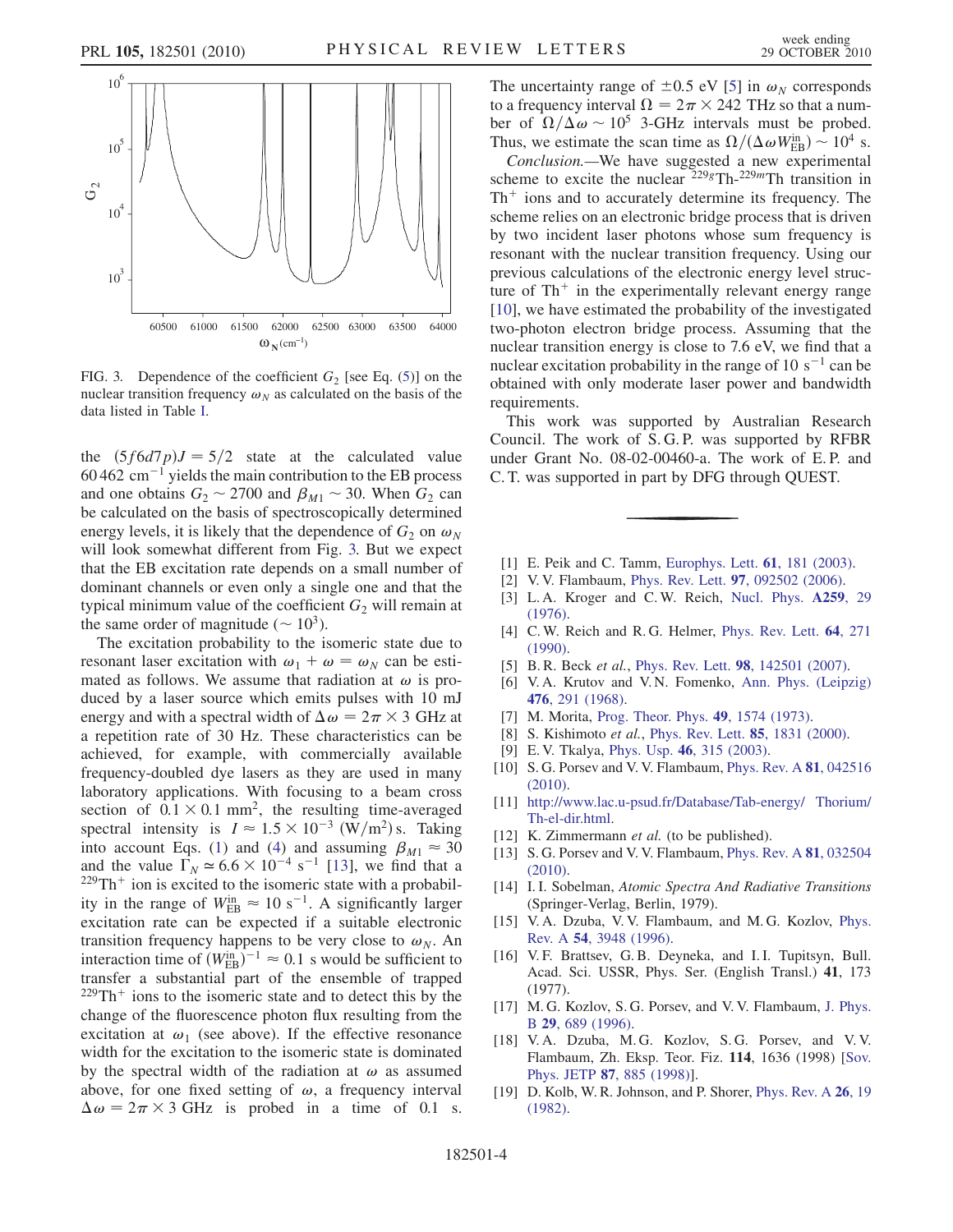$10^6$

$10^5$

$G_2$

$10^4$

$10^3$

60500 61000 61500 62000 62500 63000 63500 64000

$\omega_N$ (cm$^{-1}$)

FIG. 3. Dependence of the coefficient $G_2$ [see Eq. (5)] on the nuclear transition frequency $\omega_N$ as calculated on the basis of the data listed in Table I.

the $(5f6d7p)J = 5/2$ state at the calculated value $60\,462$ cm$^{-1}$ yields the main contribution to the EB process and one obtains $G_2 \sim 2700$ and $\beta_{M1} \sim 30$. When $G_2$ can be calculated on the basis of spectroscopically determined energy levels, it is likely that the dependence of $G_2$ on $\omega_N$ will look somewhat different from Fig. 3. But we expect that the EB excitation rate depends on a small number of dominant channels or even only a single one and that the typical minimum value of the coefficient $G_2$ will remain at the same order of magnitude ($\sim 10^3$).

The excitation probability to the isomeric state due to resonant laser excitation with $\omega_1 + \omega = \omega_N$ can be estimated as follows. We assume that radiation at $\omega$ is produced by a laser source which emits pulses with 10 mJ energy and with a spectral width of $\Delta\omega = 2\pi \times 3$ GHz at a repetition rate of 30 Hz. These characteristics can be achieved, for example, with commercially available frequency-doubled dye lasers as they are used in many laboratory applications. With focusing to a beam cross section of $0.1 \times 0.1$ mm$^2$, the resulting time-averaged spectral intensity is $I \approx 1.5 \times 10^{-3}$ (W/m$^2$) s. Taking into account Eqs. (1) and (4) and assuming $\beta_{M1} \approx 30$ and the value $\Gamma_N \simeq 6.6 \times 10^{-4}$ s$^{-1}$ [13], we find that a $^{229}$Th$^+$ ion is excited to the isomeric state with a probability in the range of $W_{\mathrm{EB}}^{\mathrm{in}} \approx 10$ s$^{-1}$. A significantly larger excitation rate can be expected if a suitable electronic transition frequency happens to be very close to $\omega_N$. An interaction time of $(W_{\mathrm{EB}}^{\mathrm{in}})^{-1} \approx 0.1$ s would be sufficient to transfer a substantial part of the ensemble of trapped $^{229}$Th$^+$ ions to the isomeric state and to detect this by the change of the fluorescence photon flux resulting from the excitation at $\omega_1$ (see above). If the effective resonance width for the excitation to the isomeric state is dominated by the spectral width of the radiation at $\omega$ as assumed above, for one fixed setting of $\omega$, a frequency interval $\Delta\omega = 2\pi \times 3$ GHz is probed in a time of 0.1 s. The uncertainty range of $\pm 0.5$ eV [5] in $\omega_N$ corresponds to a frequency interval $\Omega = 2\pi \times 242$ THz so that a number of $\Omega/\Delta\omega \sim 10^5$ 3-GHz intervals must be probed. Thus, we estimate the scan time as $\Omega/(\Delta\omega W_{\mathrm{EB}}^{\mathrm{in}}) \sim 10^4$ s.

*Conclusion.*—We have suggested a new experimental scheme to excite the nuclear $^{229g}$Th-$^{229m}$Th transition in Th$^+$ ions and to accurately determine its frequency. The scheme relies on an electronic bridge process that is driven by two incident laser photons whose sum frequency is resonant with the nuclear transition frequency. Using our previous calculations of the electronic energy level structure of Th$^+$ in the experimentally relevant energy range [10], we have estimated the probability of the investigated two-photon electron bridge process. Assuming that the nuclear transition energy is close to 7.6 eV, we find that a nuclear excitation probability in the range of 10 s$^{-1}$ can be obtained with only moderate laser power and bandwidth requirements.

This work was supported by Australian Research Council. The work of S. G. P. was supported by RFBR under Grant No. 08-02-00460-a. The work of E. P. and C. T. was supported in part by DFG through QUEST.

---

[1] E. Peik and C. Tamm, Europhys. Lett. **61**, 181 (2003).
[2] V. V. Flambaum, Phys. Rev. Lett. **97**, 092502 (2006).
[3] L. A. Kroger and C. W. Reich, Nucl. Phys. **A259**, 29 (1976).
[4] C. W. Reich and R. G. Helmer, Phys. Rev. Lett. **64**, 271 (1990).
[5] B. R. Beck *et al.*, Phys. Rev. Lett. **98**, 142501 (2007).
[6] V. A. Krutov and V. N. Fomenko, Ann. Phys. (Leipzig) **476**, 291 (1968).
[7] M. Morita, Prog. Theor. Phys. **49**, 1574 (1973).
[8] S. Kishimoto *et al.*, Phys. Rev. Lett. **85**, 1831 (2000).
[9] E. V. Tkalya, Phys. Usp. **46**, 315 (2003).
[10] S. G. Porsev and V. V. Flambaum, Phys. Rev. A **81**, 042516 (2010).
[11] http://www.lac.u-psud.fr/Database/Tab-energy/ Thorium/Th-el-dir.html.
[12] K. Zimmermann *et al.* (to be published).
[13] S. G. Porsev and V. V. Flambaum, Phys. Rev. A **81**, 032504 (2010).
[14] I. I. Sobelman, *Atomic Spectra And Radiative Transitions* (Springer-Verlag, Berlin, 1979).
[15] V. A. Dzuba, V. V. Flambaum, and M. G. Kozlov, Phys. Rev. A **54**, 3948 (1996).
[16] V. F. Brattsev, G. B. Deyneka, and I. I. Tupitsyn, Bull. Acad. Sci. USSR, Phys. Ser. (English Transl.) **41**, 173 (1977).
[17] M. G. Kozlov, S. G. Porsev, and V. V. Flambaum, J. Phys. B **29**, 689 (1996).
[18] V. A. Dzuba, M. G. Kozlov, S. G. Porsev, and V. V. Flambaum, Zh. Eksp. Teor. Fiz. **114**, 1636 (1998) [Sov. Phys. JETP **87**, 885 (1998)].
[19] D. Kolb, W. R. Johnson, and P. Shorer, Phys. Rev. A **26**, 19 (1982).